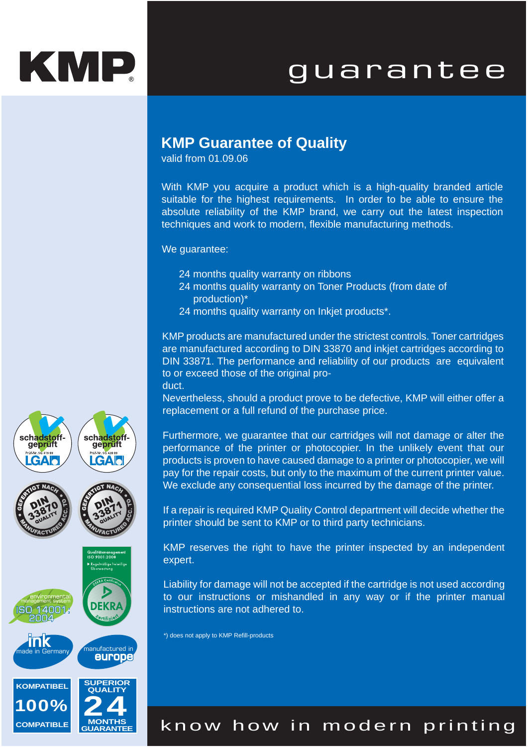# KMP

# guarantee

## KMP Guarantee of Quality

valid from 01.09.06

With KMP you acquire a product which is a high-quality branded article suitable for the highest requirements. In order to be able to ensure the absolute reliability of the KMP brand, we carry out the latest inspection techniques and work to modern, flexible manufacturing methods.

We guarantee:

- 24 months quality warranty on ribbons
- 24 months quality warranty on Toner Products (from date of production)*
- 24 months quality warranty on Inkjet products*.

KMP products are manufactured under the strictest controls. Toner cartridges are manufactured according to DIN 33870 and inkjet cartridges according to DIN 33871. The performance and reliability of our products are equivalent to or exceed those of the original product.

Nevertheless, should a product prove to be defective, KMP will either offer a replacement or a full refund of the purchase price.

Furthermore, we guarantee that our cartridges will not damage or alter the performance of the printer or photocopier. In the unlikely event that our products is proven to have caused damage to a printer or photocopier, we will pay for the repair costs, but only to the maximum of the current printer value. We exclude any consequential loss incurred by the damage of the printer.

If a repair is required KMP Quality Control department will decide whether the printer should be sent to KMP or to third party technicians.

KMP reserves the right to have the printer inspected by an independent expert.

Liability for damage will not be accepted if the cartridge is not used according to our instructions or mishandled in any way or if the printer manual instructions are not adhered to.

*) does not apply to KMP Refill-products

schadstoff-geprüft Prüf-Nr. SG 419 09 LGA

schadstoff-geprüft Prüf-Nr. SG 420 09 LGA

GEFERTIGT NACH DIN 33870 QUALITY MANUFACTURED ACC. TO

GEFERTIGT NACH DIN 33871 QUALITY MANUFACTURED ACC. TO

environmental management system ISO 14001: 2004

Qualitätsmanagement ISO 9001:2008 Regelmäßige freiwillige Überwachung DEKRA Certification DEKRA zertifiziert

ink made in Germany

manufactured in europe

KOMPATIBEL 100% COMPATIBLE

SUPERIOR QUALITY 24 MONTHS GUARANTEE

know how in modern printing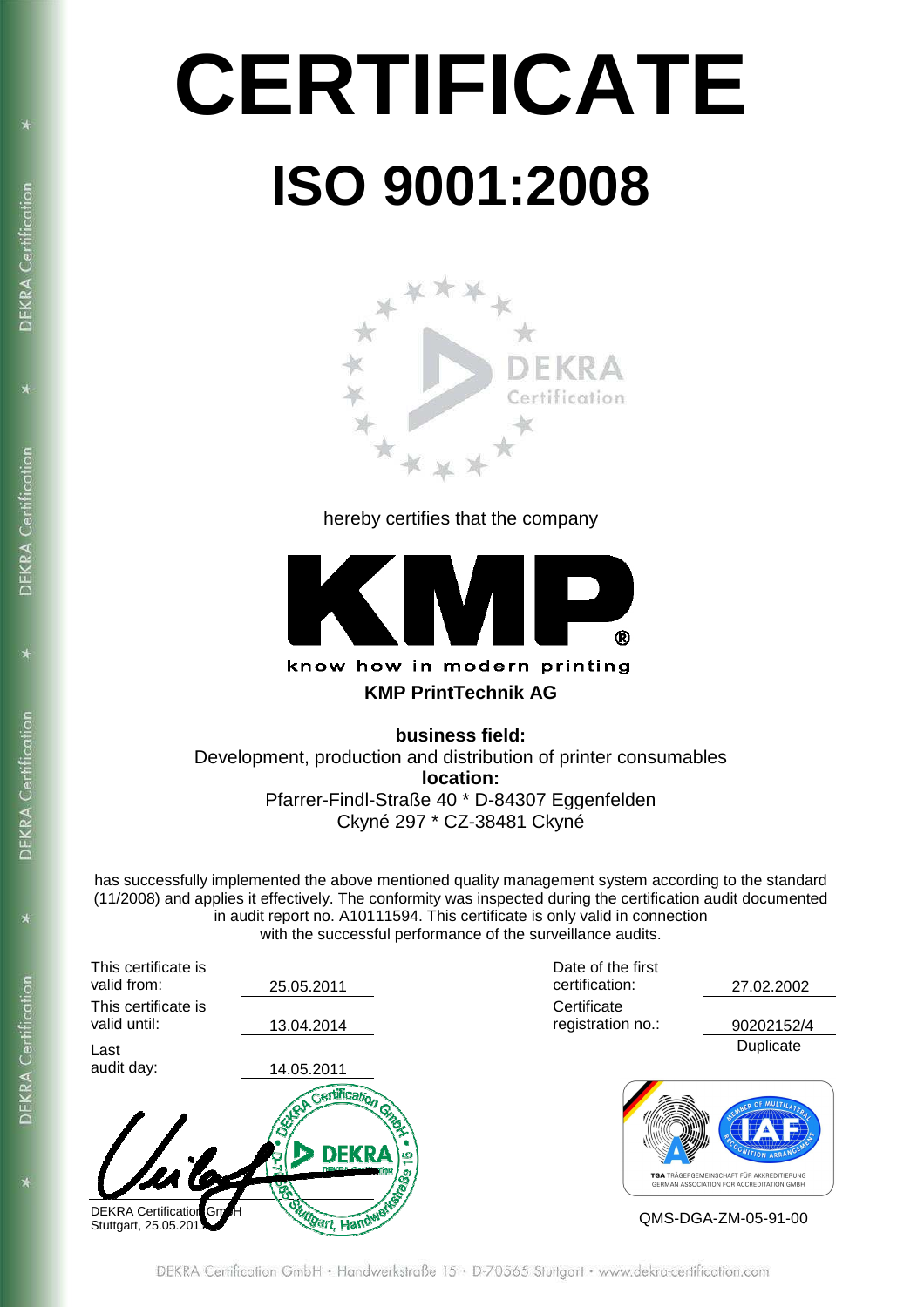# CERTIFICATE

## ISO 9001:2008

hereby certifies that the company

know how in modern printing

**KMP PrintTechnik AG**

**business field:**
Development, production and distribution of printer consumables

**location:**
Pfarrer-Findl-Straße 40 * D-84307 Eggenfelden
Ckyné 297 * CZ-38481 Ckyné

has successfully implemented the above mentioned quality management system according to the standard (11/2008) and applies it effectively. The conformity was inspected during the certification audit documented in audit report no. A10111594. This certificate is only valid in connection with the successful performance of the surveillance audits.

| | | | |
|---|---|---|---|
| This certificate is valid from: | 25.05.2011 | Date of the first certification: | 27.02.2002 |
| This certificate is valid until: | 13.04.2014 | Certificate registration no.: | 90202152/4 Duplicate |
| Last audit day: | 14.05.2011 | | |

DEKRA Certification GmbH
Stuttgart, 25.05.2011

TGA TRÄGERGEMEINSCHAFT FÜR AKKREDITIERUNG
GERMAN ASSOCIATION FOR ACCREDITATION GMBH

QMS-DGA-ZM-05-91-00

DEKRA Certification GmbH · Handwerkstraße 15 · D-70565 Stuttgart · www.dekra-certification.com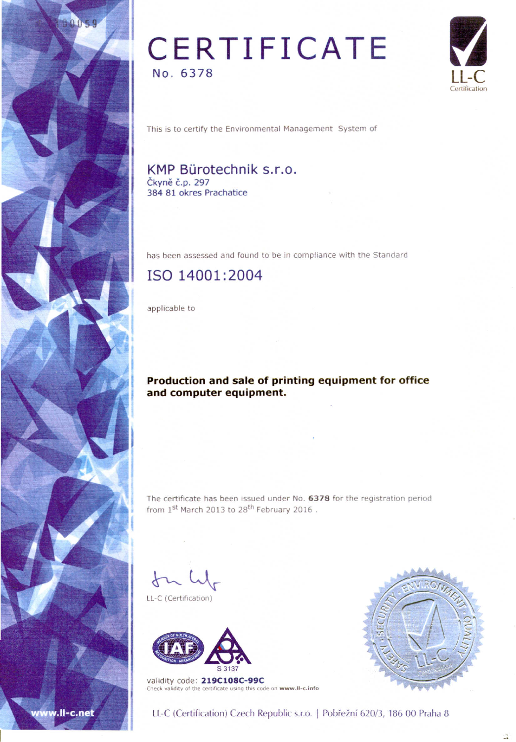# CERTIFICATE

No. 6378

LL-C Certification

This is to certify the Environmental Management System of

## KMP Bürotechnik s.r.o.

Čkyně č.p. 297
384 81 okres Prachatice

has been assessed and found to be in compliance with the Standard

## ISO 14001:2004

applicable to

**Production and sale of printing equipment for office and computer equipment.**

The certificate has been issued under No. **6378** for the registration period from 1st March 2013 to 28th February 2016 .

LL-C (Certification)

S 3137

validity code: **219C108C-99C**
Check validity of the certificate using this code on **www.ll-c.info**

www.ll-c.net

LL-C (Certification) Czech Republic s.r.o. | Pobřežní 620/3, 186 00 Praha 8